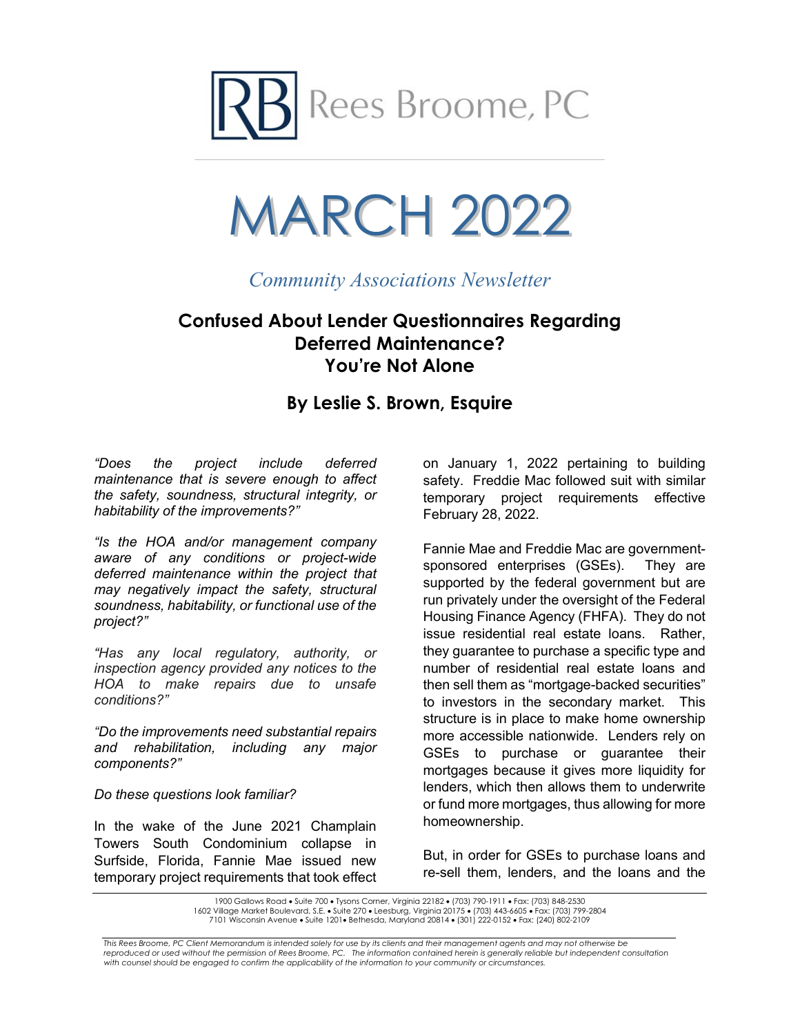Rees Broome, PC

# MARCH 2022

*Community Associations Newsletter*

## Confused About Lender Questionnaires Regarding Deferred Maintenance? You're Not Alone

### By Leslie S. Brown, Esquire

*"Does the project include deferred maintenance that is severe enough to affect the safety, soundness, structural integrity, or habitability of the improvements?"*

*"Is the HOA and/or management company aware of any conditions or project-wide deferred maintenance within the project that may negatively impact the safety, structural soundness, habitability, or functional use of the project?"*

*"Has any local regulatory, authority, or inspection agency provided any notices to the HOA to make repairs due to unsafe conditions?"*

*"Do the improvements need substantial repairs and rehabilitation, including any major components?"*

*Do these questions look familiar?*

In the wake of the June 2021 Champlain Towers South Condominium collapse in Surfside, Florida, Fannie Mae issued new temporary project requirements that took effect on January 1, 2022 pertaining to building safety. Freddie Mac followed suit with similar temporary project requirements effective February 28, 2022.

Fannie Mae and Freddie Mac are government-sponsored enterprises (GSEs). They are supported by the federal government but are run privately under the oversight of the Federal Housing Finance Agency (FHFA). They do not issue residential real estate loans. Rather, they guarantee to purchase a specific type and number of residential real estate loans and then sell them as "mortgage-backed securities" to investors in the secondary market. This structure is in place to make home ownership more accessible nationwide. Lenders rely on GSEs to purchase or guarantee their mortgages because it gives more liquidity for lenders, which then allows them to underwrite or fund more mortgages, thus allowing for more homeownership.

But, in order for GSEs to purchase loans and re-sell them, lenders, and the loans and the

1900 Gallows Road • Suite 700 • Tysons Corner, Virginia 22182 • (703) 790-1911 • Fax: (703) 848-2530
1602 Village Market Boulevard, S.E. • Suite 270 • Leesburg, Virginia 20175 • (703) 443-6605 • Fax: (703) 799-2804
7101 Wisconsin Avenue • Suite 1201 • Bethesda, Maryland 20814 • (301) 222-0152 • Fax: (240) 802-2109

*This Rees Broome, PC Client Memorandum is intended solely for use by its clients and their management agents and may not otherwise be reproduced or used without the permission of Rees Broome, PC. The information contained herein is generally reliable but independent consultation with counsel should be engaged to confirm the applicability of the information to your community or circumstances.*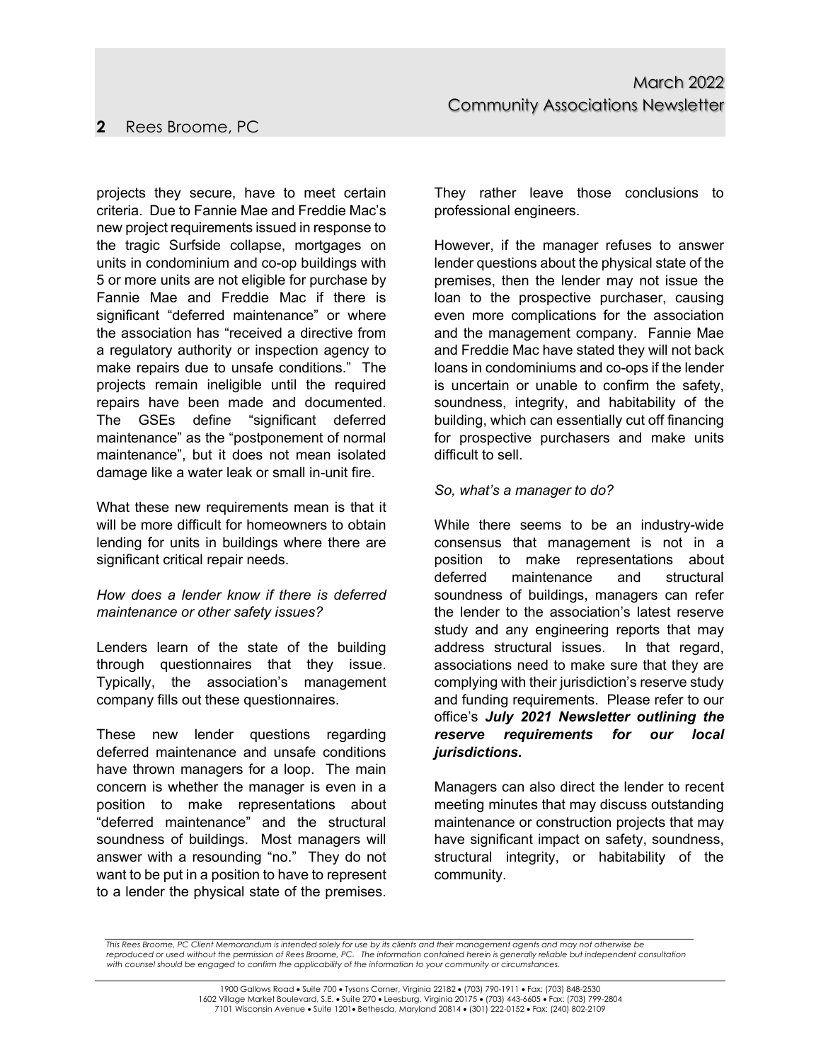projects they secure, have to meet certain criteria. Due to Fannie Mae and Freddie Mac's new project requirements issued in response to the tragic Surfside collapse, mortgages on units in condominium and co-op buildings with 5 or more units are not eligible for purchase by Fannie Mae and Freddie Mac if there is significant "deferred maintenance" or where the association has "received a directive from a regulatory authority or inspection agency to make repairs due to unsafe conditions." The projects remain ineligible until the required repairs have been made and documented. The GSEs define "significant deferred maintenance" as the "postponement of normal maintenance", but it does not mean isolated damage like a water leak or small in-unit fire.

What these new requirements mean is that it will be more difficult for homeowners to obtain lending for units in buildings where there are significant critical repair needs.

*How does a lender know if there is deferred maintenance or other safety issues?*

Lenders learn of the state of the building through questionnaires that they issue. Typically, the association's management company fills out these questionnaires.

These new lender questions regarding deferred maintenance and unsafe conditions have thrown managers for a loop. The main concern is whether the manager is even in a position to make representations about "deferred maintenance" and the structural soundness of buildings. Most managers will answer with a resounding "no." They do not want to be put in a position to have to represent to a lender the physical state of the premises. They rather leave those conclusions to professional engineers.

However, if the manager refuses to answer lender questions about the physical state of the premises, then the lender may not issue the loan to the prospective purchaser, causing even more complications for the association and the management company. Fannie Mae and Freddie Mac have stated they will not back loans in condominiums and co-ops if the lender is uncertain or unable to confirm the safety, soundness, integrity, and habitability of the building, which can essentially cut off financing for prospective purchasers and make units difficult to sell.

*So, what's a manager to do?*

While there seems to be an industry-wide consensus that management is not in a position to make representations about deferred maintenance and structural soundness of buildings, managers can refer the lender to the association's latest reserve study and any engineering reports that may address structural issues. In that regard, associations need to make sure that they are complying with their jurisdiction's reserve study and funding requirements. Please refer to our office's ***July 2021 Newsletter outlining the reserve requirements for our local jurisdictions.***

Managers can also direct the lender to recent meeting minutes that may discuss outstanding maintenance or construction projects that may have significant impact on safety, soundness, structural integrity, or habitability of the community.

*This Rees Broome, PC Client Memorandum is intended solely for use by its clients and their management agents and may not otherwise be reproduced or used without the permission of Rees Broome, PC. The information contained herein is generally reliable but independent consultation with counsel should be engaged to confirm the applicability of the information to your community or circumstances.*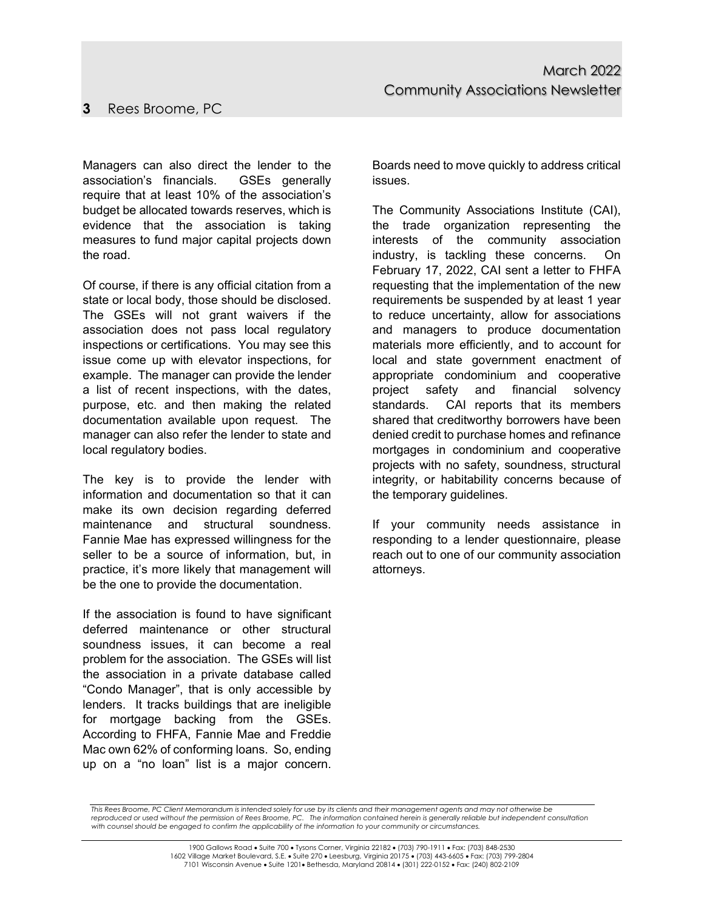Managers can also direct the lender to the association's financials. GSEs generally require that at least 10% of the association's budget be allocated towards reserves, which is evidence that the association is taking measures to fund major capital projects down the road.

Of course, if there is any official citation from a state or local body, those should be disclosed. The GSEs will not grant waivers if the association does not pass local regulatory inspections or certifications. You may see this issue come up with elevator inspections, for example. The manager can provide the lender a list of recent inspections, with the dates, purpose, etc. and then making the related documentation available upon request. The manager can also refer the lender to state and local regulatory bodies.

The key is to provide the lender with information and documentation so that it can make its own decision regarding deferred maintenance and structural soundness. Fannie Mae has expressed willingness for the seller to be a source of information, but, in practice, it's more likely that management will be the one to provide the documentation.

If the association is found to have significant deferred maintenance or other structural soundness issues, it can become a real problem for the association. The GSEs will list the association in a private database called "Condo Manager", that is only accessible by lenders. It tracks buildings that are ineligible for mortgage backing from the GSEs. According to FHFA, Fannie Mae and Freddie Mac own 62% of conforming loans. So, ending up on a "no loan" list is a major concern. Boards need to move quickly to address critical issues.

The Community Associations Institute (CAI), the trade organization representing the interests of the community association industry, is tackling these concerns. On February 17, 2022, CAI sent a letter to FHFA requesting that the implementation of the new requirements be suspended by at least 1 year to reduce uncertainty, allow for associations and managers to produce documentation materials more efficiently, and to account for local and state government enactment of appropriate condominium and cooperative project safety and financial solvency standards. CAI reports that its members shared that creditworthy borrowers have been denied credit to purchase homes and refinance mortgages in condominium and cooperative projects with no safety, soundness, structural integrity, or habitability concerns because of the temporary guidelines.

If your community needs assistance in responding to a lender questionnaire, please reach out to one of our community association attorneys.

*This Rees Broome, PC Client Memorandum is intended solely for use by its clients and their management agents and may not otherwise be reproduced or used without the permission of Rees Broome, PC. The information contained herein is generally reliable but independent consultation with counsel should be engaged to confirm the applicability of the information to your community or circumstances.*

1900 Gallows Road • Suite 700 • Tysons Corner, Virginia 22182 • (703) 790-1911 • Fax: (703) 848-2530
1602 Village Market Boulevard, S.E. • Suite 270 • Leesburg, Virginia 20175 • (703) 443-6605 • Fax: (703) 799-2804
7101 Wisconsin Avenue • Suite 1201 • Bethesda, Maryland 20814 • (301) 222-0152 • Fax: (240) 802-2109